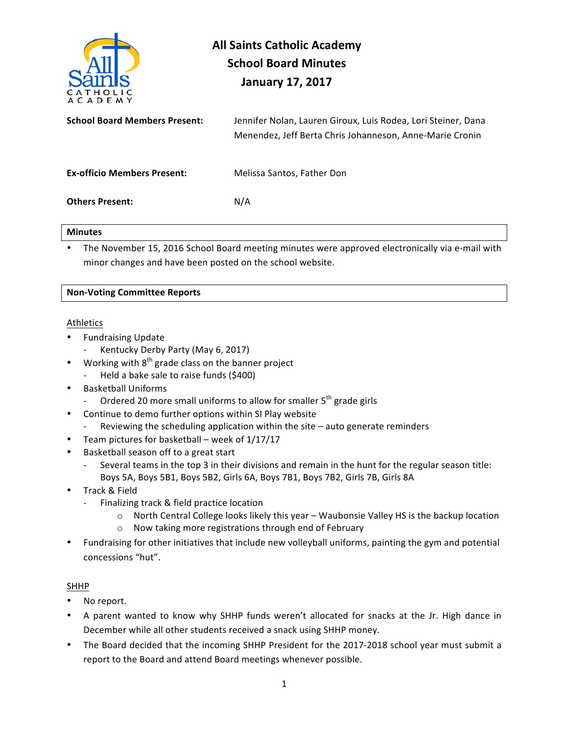# All Saints Catholic Academy
## School Board Minutes
## January 17, 2017

**School Board Members Present:** Jennifer Nolan, Lauren Giroux, Luis Rodea, Lori Steiner, Dana Menendez, Jeff Berta Chris Johanneson, Anne-Marie Cronin

**Ex-officio Members Present:** Melissa Santos, Father Don

**Others Present:** N/A

### Minutes

- The November 15, 2016 School Board meeting minutes were approved electronically via e-mail with minor changes and have been posted on the school website.

### Non-Voting Committee Reports

Athletics

- Fundraising Update
  - Kentucky Derby Party (May 6, 2017)
- Working with 8th grade class on the banner project
  - Held a bake sale to raise funds ($400)
- Basketball Uniforms
  - Ordered 20 more small uniforms to allow for smaller 5th grade girls
- Continue to demo further options within SI Play website
  - Reviewing the scheduling application within the site – auto generate reminders
- Team pictures for basketball – week of 1/17/17
- Basketball season off to a great start
  - Several teams in the top 3 in their divisions and remain in the hunt for the regular season title: Boys 5A, Boys 5B1, Boys 5B2, Girls 6A, Boys 7B1, Boys 7B2, Girls 7B, Girls 8A
- Track & Field
  - Finalizing track & field practice location
    - North Central College looks likely this year – Waubonsie Valley HS is the backup location
    - Now taking more registrations through end of February
- Fundraising for other initiatives that include new volleyball uniforms, painting the gym and potential concessions "hut".

SHHP

- No report.
- A parent wanted to know why SHHP funds weren't allocated for snacks at the Jr. High dance in December while all other students received a snack using SHHP money.
- The Board decided that the incoming SHHP President for the 2017-2018 school year must submit a report to the Board and attend Board meetings whenever possible.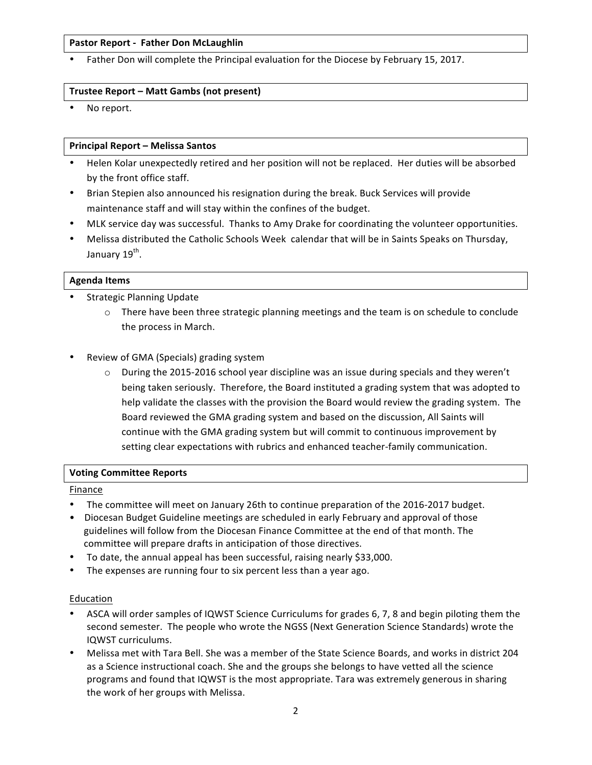**Pastor Report - Father Don McLaughlin**

- Father Don will complete the Principal evaluation for the Diocese by February 15, 2017.

**Trustee Report – Matt Gambs (not present)**

- No report.

**Principal Report – Melissa Santos**

- Helen Kolar unexpectedly retired and her position will not be replaced. Her duties will be absorbed by the front office staff.
- Brian Stepien also announced his resignation during the break. Buck Services will provide maintenance staff and will stay within the confines of the budget.
- MLK service day was successful. Thanks to Amy Drake for coordinating the volunteer opportunities.
- Melissa distributed the Catholic Schools Week calendar that will be in Saints Speaks on Thursday, January 19th.

**Agenda Items**

- Strategic Planning Update
  - There have been three strategic planning meetings and the team is on schedule to conclude the process in March.
- Review of GMA (Specials) grading system
  - During the 2015-2016 school year discipline was an issue during specials and they weren't being taken seriously. Therefore, the Board instituted a grading system that was adopted to help validate the classes with the provision the Board would review the grading system. The Board reviewed the GMA grading system and based on the discussion, All Saints will continue with the GMA grading system but will commit to continuous improvement by setting clear expectations with rubrics and enhanced teacher-family communication.

**Voting Committee Reports**

Finance

- The committee will meet on January 26th to continue preparation of the 2016-2017 budget.
- Diocesan Budget Guideline meetings are scheduled in early February and approval of those guidelines will follow from the Diocesan Finance Committee at the end of that month. The committee will prepare drafts in anticipation of those directives.
- To date, the annual appeal has been successful, raising nearly $33,000.
- The expenses are running four to six percent less than a year ago.

Education

- ASCA will order samples of IQWST Science Curriculums for grades 6, 7, 8 and begin piloting them the second semester. The people who wrote the NGSS (Next Generation Science Standards) wrote the IQWST curriculums.
- Melissa met with Tara Bell. She was a member of the State Science Boards, and works in district 204 as a Science instructional coach. She and the groups she belongs to have vetted all the science programs and found that IQWST is the most appropriate. Tara was extremely generous in sharing the work of her groups with Melissa.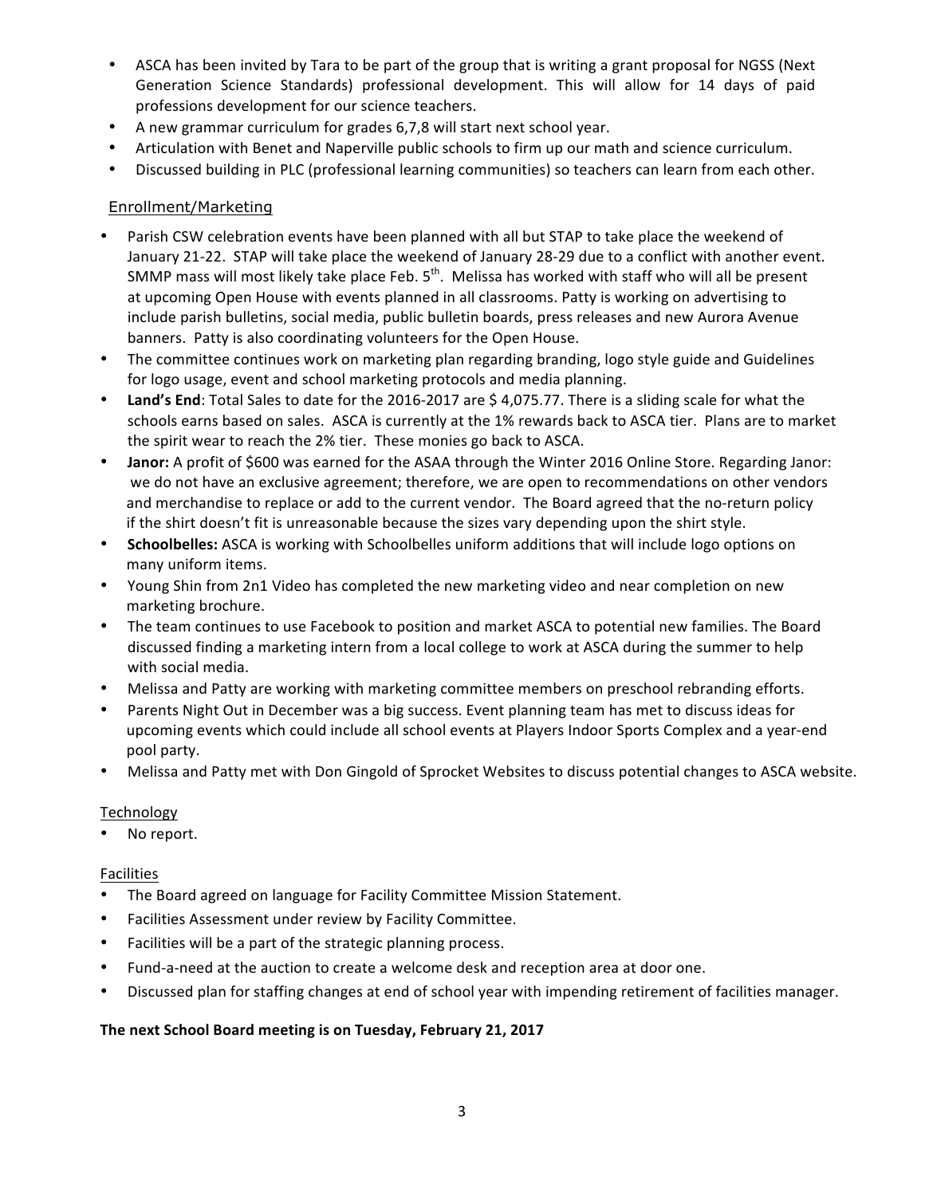- ASCA has been invited by Tara to be part of the group that is writing a grant proposal for NGSS (Next Generation Science Standards) professional development. This will allow for 14 days of paid professions development for our science teachers.
- A new grammar curriculum for grades 6,7,8 will start next school year.
- Articulation with Benet and Naperville public schools to firm up our math and science curriculum.
- Discussed building in PLC (professional learning communities) so teachers can learn from each other.

Enrollment/Marketing

- Parish CSW celebration events have been planned with all but STAP to take place the weekend of January 21-22. STAP will take place the weekend of January 28-29 due to a conflict with another event. SMMP mass will most likely take place Feb. 5th. Melissa has worked with staff who will all be present at upcoming Open House with events planned in all classrooms. Patty is working on advertising to include parish bulletins, social media, public bulletin boards, press releases and new Aurora Avenue banners. Patty is also coordinating volunteers for the Open House.
- The committee continues work on marketing plan regarding branding, logo style guide and Guidelines for logo usage, event and school marketing protocols and media planning.
- **Land's End**: Total Sales to date for the 2016-2017 are $ 4,075.77. There is a sliding scale for what the schools earns based on sales. ASCA is currently at the 1% rewards back to ASCA tier. Plans are to market the spirit wear to reach the 2% tier. These monies go back to ASCA.
- **Janor:** A profit of $600 was earned for the ASAA through the Winter 2016 Online Store. Regarding Janor: we do not have an exclusive agreement; therefore, we are open to recommendations on other vendors and merchandise to replace or add to the current vendor. The Board agreed that the no-return policy if the shirt doesn't fit is unreasonable because the sizes vary depending upon the shirt style.
- **Schoolbelles:** ASCA is working with Schoolbelles uniform additions that will include logo options on many uniform items.
- Young Shin from 2n1 Video has completed the new marketing video and near completion on new marketing brochure.
- The team continues to use Facebook to position and market ASCA to potential new families. The Board discussed finding a marketing intern from a local college to work at ASCA during the summer to help with social media.
- Melissa and Patty are working with marketing committee members on preschool rebranding efforts.
- Parents Night Out in December was a big success. Event planning team has met to discuss ideas for upcoming events which could include all school events at Players Indoor Sports Complex and a year-end pool party.
- Melissa and Patty met with Don Gingold of Sprocket Websites to discuss potential changes to ASCA website.

Technology

- No report.

Facilities

- The Board agreed on language for Facility Committee Mission Statement.
- Facilities Assessment under review by Facility Committee.
- Facilities will be a part of the strategic planning process.
- Fund-a-need at the auction to create a welcome desk and reception area at door one.
- Discussed plan for staffing changes at end of school year with impending retirement of facilities manager.

**The next School Board meeting is on Tuesday, February 21, 2017**